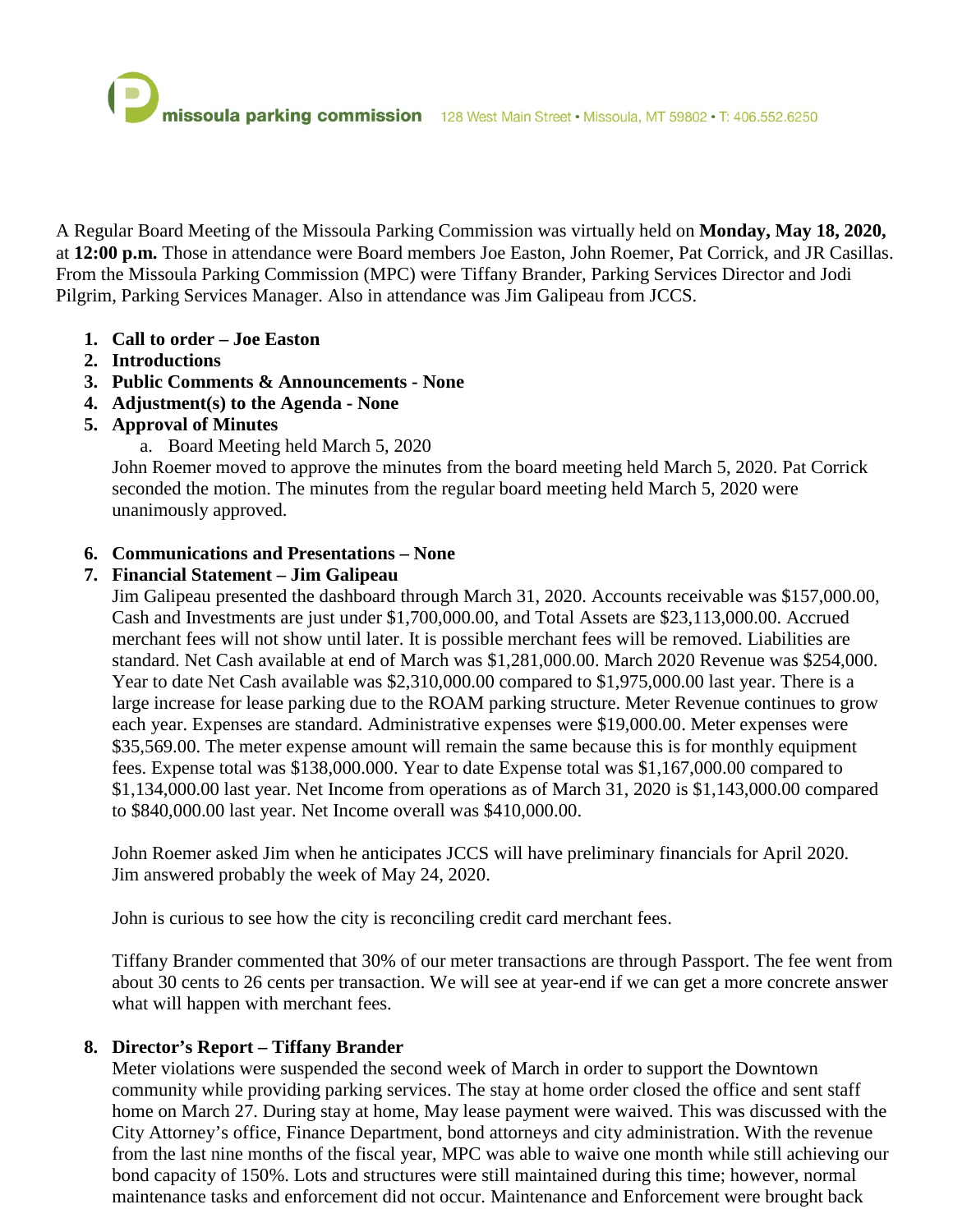**missoula parking commission** 128 West Main Street • Missoula, MT 59802 • T: 406.552.6250

A Regular Board Meeting of the Missoula Parking Commission was virtually held on **Monday, May 18, 2020,** at **12:00 p.m.** Those in attendance were Board members Joe Easton, John Roemer, Pat Corrick, and JR Casillas. From the Missoula Parking Commission (MPC) were Tiffany Brander, Parking Services Director and Jodi Pilgrim, Parking Services Manager. Also in attendance was Jim Galipeau from JCCS.

1. **Call to order – Joe Easton**
2. **Introductions**
3. **Public Comments & Announcements - None**
4. **Adjustment(s) to the Agenda - None**
5. **Approval of Minutes**
    a. Board Meeting held March 5, 2020

   John Roemer moved to approve the minutes from the board meeting held March 5, 2020. Pat Corrick seconded the motion. The minutes from the regular board meeting held March 5, 2020 were unanimously approved.

6. **Communications and Presentations – None**
7. **Financial Statement – Jim Galipeau**

   Jim Galipeau presented the dashboard through March 31, 2020. Accounts receivable was $157,000.00, Cash and Investments are just under $1,700,000.00, and Total Assets are $23,113,000.00. Accrued merchant fees will not show until later. It is possible merchant fees will be removed. Liabilities are standard. Net Cash available at end of March was $1,281,000.00. March 2020 Revenue was $254,000. Year to date Net Cash available was $2,310,000.00 compared to $1,975,000.00 last year. There is a large increase for lease parking due to the ROAM parking structure. Meter Revenue continues to grow each year. Expenses are standard. Administrative expenses were $19,000.00. Meter expenses were $35,569.00. The meter expense amount will remain the same because this is for monthly equipment fees. Expense total was $138,000.000. Year to date Expense total was $1,167,000.00 compared to $1,134,000.00 last year. Net Income from operations as of March 31, 2020 is $1,143,000.00 compared to $840,000.00 last year. Net Income overall was $410,000.00.

   John Roemer asked Jim when he anticipates JCCS will have preliminary financials for April 2020. Jim answered probably the week of May 24, 2020.

   John is curious to see how the city is reconciling credit card merchant fees.

   Tiffany Brander commented that 30% of our meter transactions are through Passport. The fee went from about 30 cents to 26 cents per transaction. We will see at year-end if we can get a more concrete answer what will happen with merchant fees.

8. **Director's Report – Tiffany Brander**

   Meter violations were suspended the second week of March in order to support the Downtown community while providing parking services. The stay at home order closed the office and sent staff home on March 27. During stay at home, May lease payment were waived. This was discussed with the City Attorney's office, Finance Department, bond attorneys and city administration. With the revenue from the last nine months of the fiscal year, MPC was able to waive one month while still achieving our bond capacity of 150%. Lots and structures were still maintained during this time; however, normal maintenance tasks and enforcement did not occur. Maintenance and Enforcement were brought back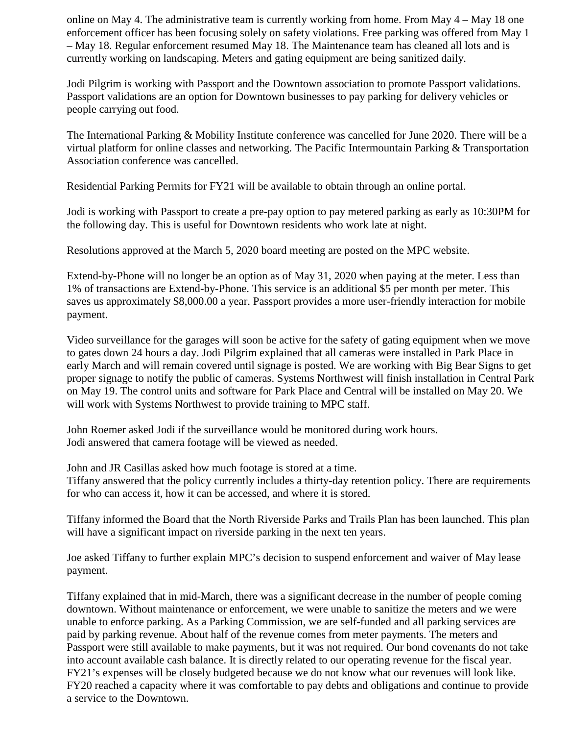online on May 4. The administrative team is currently working from home. From May 4 – May 18 one enforcement officer has been focusing solely on safety violations. Free parking was offered from May 1 – May 18. Regular enforcement resumed May 18. The Maintenance team has cleaned all lots and is currently working on landscaping. Meters and gating equipment are being sanitized daily.

Jodi Pilgrim is working with Passport and the Downtown association to promote Passport validations. Passport validations are an option for Downtown businesses to pay parking for delivery vehicles or people carrying out food.

The International Parking & Mobility Institute conference was cancelled for June 2020. There will be a virtual platform for online classes and networking. The Pacific Intermountain Parking & Transportation Association conference was cancelled.

Residential Parking Permits for FY21 will be available to obtain through an online portal.

Jodi is working with Passport to create a pre-pay option to pay metered parking as early as 10:30PM for the following day. This is useful for Downtown residents who work late at night.

Resolutions approved at the March 5, 2020 board meeting are posted on the MPC website.

Extend-by-Phone will no longer be an option as of May 31, 2020 when paying at the meter. Less than 1% of transactions are Extend-by-Phone. This service is an additional $5 per month per meter. This saves us approximately $8,000.00 a year. Passport provides a more user-friendly interaction for mobile payment.

Video surveillance for the garages will soon be active for the safety of gating equipment when we move to gates down 24 hours a day. Jodi Pilgrim explained that all cameras were installed in Park Place in early March and will remain covered until signage is posted. We are working with Big Bear Signs to get proper signage to notify the public of cameras. Systems Northwest will finish installation in Central Park on May 19. The control units and software for Park Place and Central will be installed on May 20. We will work with Systems Northwest to provide training to MPC staff.

John Roemer asked Jodi if the surveillance would be monitored during work hours.
Jodi answered that camera footage will be viewed as needed.

John and JR Casillas asked how much footage is stored at a time.
Tiffany answered that the policy currently includes a thirty-day retention policy. There are requirements for who can access it, how it can be accessed, and where it is stored.

Tiffany informed the Board that the North Riverside Parks and Trails Plan has been launched. This plan will have a significant impact on riverside parking in the next ten years.

Joe asked Tiffany to further explain MPC's decision to suspend enforcement and waiver of May lease payment.

Tiffany explained that in mid-March, there was a significant decrease in the number of people coming downtown. Without maintenance or enforcement, we were unable to sanitize the meters and we were unable to enforce parking. As a Parking Commission, we are self-funded and all parking services are paid by parking revenue. About half of the revenue comes from meter payments. The meters and Passport were still available to make payments, but it was not required. Our bond covenants do not take into account available cash balance. It is directly related to our operating revenue for the fiscal year. FY21's expenses will be closely budgeted because we do not know what our revenues will look like. FY20 reached a capacity where it was comfortable to pay debts and obligations and continue to provide a service to the Downtown.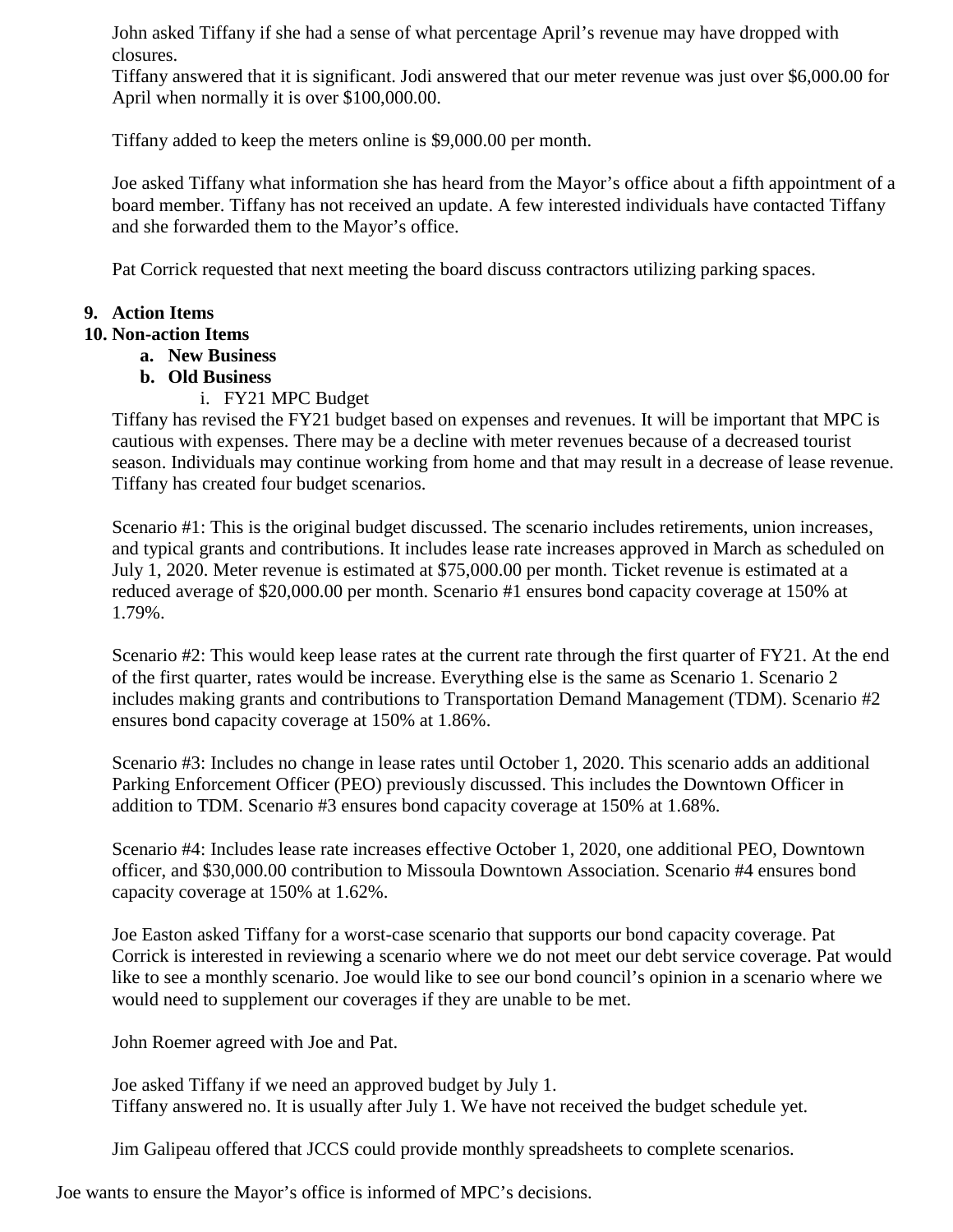John asked Tiffany if she had a sense of what percentage April's revenue may have dropped with closures.
Tiffany answered that it is significant. Jodi answered that our meter revenue was just over $6,000.00 for April when normally it is over $100,000.00.

Tiffany added to keep the meters online is $9,000.00 per month.

Joe asked Tiffany what information she has heard from the Mayor's office about a fifth appointment of a board member. Tiffany has not received an update. A few interested individuals have contacted Tiffany and she forwarded them to the Mayor's office.

Pat Corrick requested that next meeting the board discuss contractors utilizing parking spaces.

9. **Action Items**
10. **Non-action Items**
    a. **New Business**
    b. **Old Business**
        i. FY21 MPC Budget

Tiffany has revised the FY21 budget based on expenses and revenues. It will be important that MPC is cautious with expenses. There may be a decline with meter revenues because of a decreased tourist season. Individuals may continue working from home and that may result in a decrease of lease revenue. Tiffany has created four budget scenarios.

Scenario #1: This is the original budget discussed. The scenario includes retirements, union increases, and typical grants and contributions. It includes lease rate increases approved in March as scheduled on July 1, 2020. Meter revenue is estimated at $75,000.00 per month. Ticket revenue is estimated at a reduced average of $20,000.00 per month. Scenario #1 ensures bond capacity coverage at 150% at 1.79%.

Scenario #2: This would keep lease rates at the current rate through the first quarter of FY21. At the end of the first quarter, rates would be increase. Everything else is the same as Scenario 1. Scenario 2 includes making grants and contributions to Transportation Demand Management (TDM). Scenario #2 ensures bond capacity coverage at 150% at 1.86%.

Scenario #3: Includes no change in lease rates until October 1, 2020. This scenario adds an additional Parking Enforcement Officer (PEO) previously discussed. This includes the Downtown Officer in addition to TDM. Scenario #3 ensures bond capacity coverage at 150% at 1.68%.

Scenario #4: Includes lease rate increases effective October 1, 2020, one additional PEO, Downtown officer, and $30,000.00 contribution to Missoula Downtown Association. Scenario #4 ensures bond capacity coverage at 150% at 1.62%.

Joe Easton asked Tiffany for a worst-case scenario that supports our bond capacity coverage. Pat Corrick is interested in reviewing a scenario where we do not meet our debt service coverage. Pat would like to see a monthly scenario. Joe would like to see our bond council's opinion in a scenario where we would need to supplement our coverages if they are unable to be met.

John Roemer agreed with Joe and Pat.

Joe asked Tiffany if we need an approved budget by July 1.
Tiffany answered no. It is usually after July 1. We have not received the budget schedule yet.

Jim Galipeau offered that JCCS could provide monthly spreadsheets to complete scenarios.

Joe wants to ensure the Mayor's office is informed of MPC's decisions.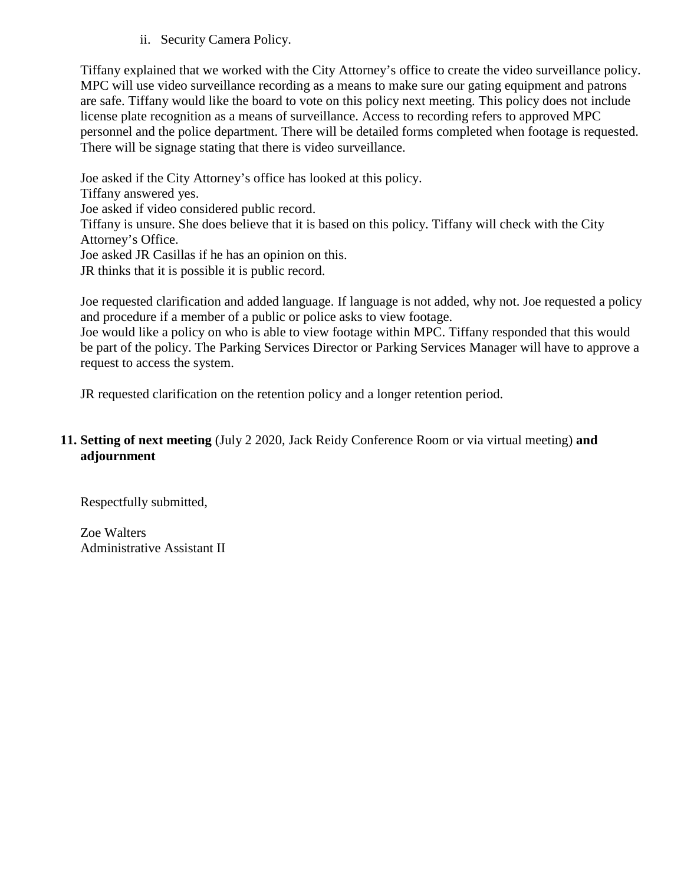ii. Security Camera Policy.

Tiffany explained that we worked with the City Attorney's office to create the video surveillance policy. MPC will use video surveillance recording as a means to make sure our gating equipment and patrons are safe. Tiffany would like the board to vote on this policy next meeting. This policy does not include license plate recognition as a means of surveillance. Access to recording refers to approved MPC personnel and the police department. There will be detailed forms completed when footage is requested. There will be signage stating that there is video surveillance.

Joe asked if the City Attorney's office has looked at this policy.
Tiffany answered yes.
Joe asked if video considered public record.
Tiffany is unsure. She does believe that it is based on this policy. Tiffany will check with the City Attorney's Office.
Joe asked JR Casillas if he has an opinion on this.
JR thinks that it is possible it is public record.

Joe requested clarification and added language. If language is not added, why not. Joe requested a policy and procedure if a member of a public or police asks to view footage.
Joe would like a policy on who is able to view footage within MPC. Tiffany responded that this would be part of the policy. The Parking Services Director or Parking Services Manager will have to approve a request to access the system.

JR requested clarification on the retention policy and a longer retention period.

**11. Setting of next meeting** (July 2 2020, Jack Reidy Conference Room or via virtual meeting) **and adjournment**

Respectfully submitted,

Zoe Walters
Administrative Assistant II